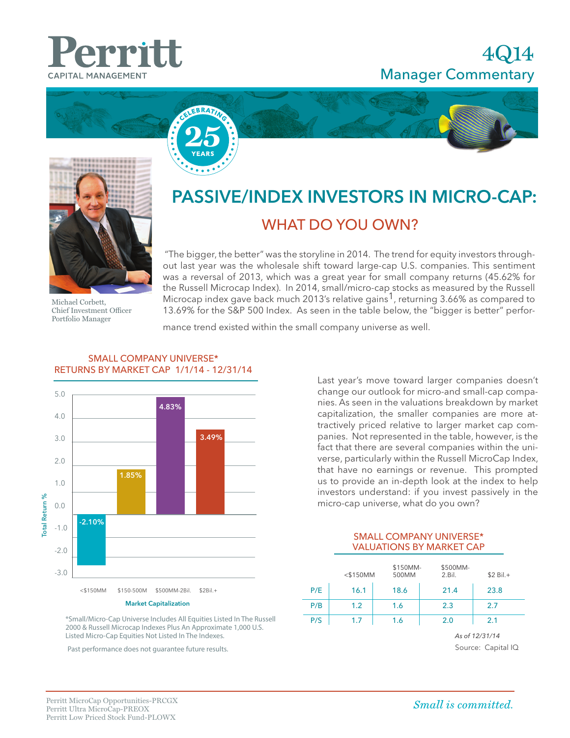# Perritt CAPITAL MANAGEMENT

## 4Q14 Manager Commentary

Michael Corbett,
Chief Investment Officer
Portfolio Manager

# PASSIVE/INDEX INVESTORS IN MICRO-CAP:

## WHAT DO YOU OWN?

"The bigger, the better" was the storyline in 2014. The trend for equity investors throughout last year was the wholesale shift toward large-cap U.S. companies. This sentiment was a reversal of 2013, which was a great year for small company returns (45.62% for the Russell Microcap Index). In 2014, small/micro-cap stocks as measured by the Russell Microcap index gave back much 2013's relative gains[1], returning 3.66% as compared to 13.69% for the S&P 500 Index. As seen in the table below, the "bigger is better" performance trend existed within the small company universe as well.

### SMALL COMPANY UNIVERSE* RETURNS BY MARKET CAP 1/1/14 - 12/31/14

| Market Capitalization | Total Return % |
|---|---|
| <$150MM | -2.10% |
| $150-500M | 1.85% |
| $500MM-2Bil. | 4.83% |
| $2Bil.+ | 3.49% |

*Small/Micro-Cap Universe Includes All Equities Listed In The Russell 2000 & Russell Microcap Indexes Plus An Approximate 1,000 U.S. Listed Micro-Cap Equities Not Listed In The Indexes.

Past performance does not guarantee future results.

Last year's move toward larger companies doesn't change our outlook for micro-and small-cap companies. As seen in the valuations breakdown by market capitalization, the smaller companies are more attractively priced relative to larger market cap companies. Not represented in the table, however, is the fact that there are several companies within the universe, particularly within the Russell MicroCap Index, that have no earnings or revenue. This prompted us to provide an in-depth look at the index to help investors understand: if you invest passively in the micro-cap universe, what do you own?

### SMALL COMPANY UNIVERSE* VALUATIONS BY MARKET CAP

| | <$150MM | $150MM-500MM | $500MM-2.Bil. | $2 Bil.+ |
|---|---|---|---|---|
| P/E | 16.1 | 18.6 | 21.4 | 23.8 |
| P/B | 1.2 | 1.6 | 2.3 | 2.7 |
| P/S | 1.7 | 1.6 | 2.0 | 2.1 |

*As of 12/31/14*

Source: Capital IQ

Perritt MicroCap Opportunities-PRCGX
Perritt Ultra MicroCap-PREOX
Perritt Low Priced Stock Fund-PLOWX

*Small is committed.*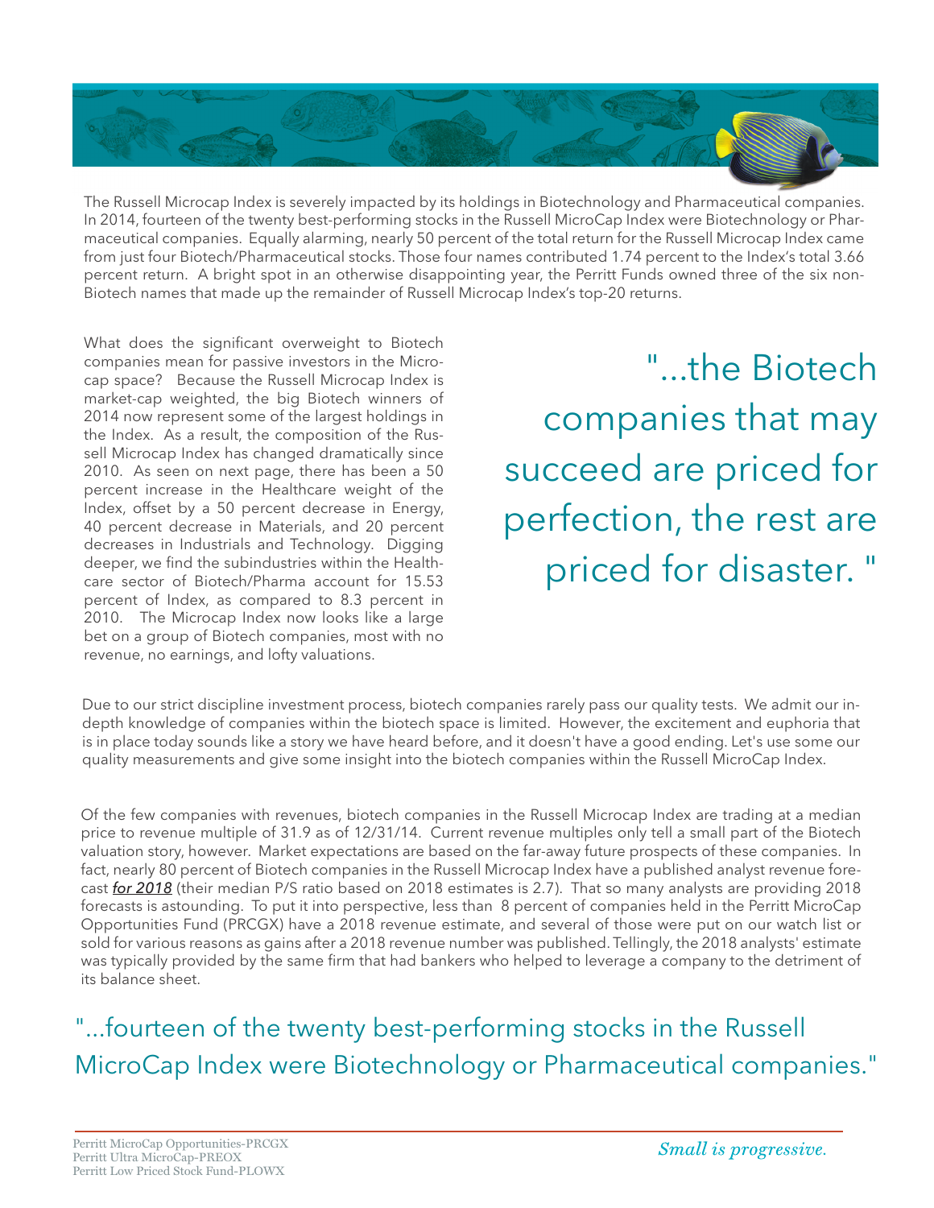The Russell Microcap Index is severely impacted by its holdings in Biotechnology and Pharmaceutical companies. In 2014, fourteen of the twenty best-performing stocks in the Russell MicroCap Index were Biotechnology or Pharmaceutical companies. Equally alarming, nearly 50 percent of the total return for the Russell Microcap Index came from just four Biotech/Pharmaceutical stocks. Those four names contributed 1.74 percent to the Index's total 3.66 percent return. A bright spot in an otherwise disappointing year, the Perritt Funds owned three of the six non-Biotech names that made up the remainder of Russell Microcap Index's top-20 returns.

What does the significant overweight to Biotech companies mean for passive investors in the Microcap space? Because the Russell Microcap Index is market-cap weighted, the big Biotech winners of 2014 now represent some of the largest holdings in the Index. As a result, the composition of the Russell Microcap Index has changed dramatically since 2010. As seen on next page, there has been a 50 percent increase in the Healthcare weight of the Index, offset by a 50 percent decrease in Energy, 40 percent decrease in Materials, and 20 percent decreases in Industrials and Technology. Digging deeper, we find the subindustries within the Healthcare sector of Biotech/Pharma account for 15.53 percent of Index, as compared to 8.3 percent in 2010. The Microcap Index now looks like a large bet on a group of Biotech companies, most with no revenue, no earnings, and lofty valuations.

> "...the Biotech companies that may succeed are priced for perfection, the rest are priced for disaster. "

Due to our strict discipline investment process, biotech companies rarely pass our quality tests. We admit our in-depth knowledge of companies within the biotech space is limited. However, the excitement and euphoria that is in place today sounds like a story we have heard before, and it doesn't have a good ending. Let's use some our quality measurements and give some insight into the biotech companies within the Russell MicroCap Index.

Of the few companies with revenues, biotech companies in the Russell Microcap Index are trading at a median price to revenue multiple of 31.9 as of 12/31/14. Current revenue multiples only tell a small part of the Biotech valuation story, however. Market expectations are based on the far-away future prospects of these companies. In fact, nearly 80 percent of Biotech companies in the Russell Microcap Index have a published analyst revenue forecast ***for 2018*** (their median P/S ratio based on 2018 estimates is 2.7). That so many analysts are providing 2018 forecasts is astounding. To put it into perspective, less than 8 percent of companies held in the Perritt MicroCap Opportunities Fund (PRCGX) have a 2018 revenue estimate, and several of those were put on our watch list or sold for various reasons as gains after a 2018 revenue number was published. Tellingly, the 2018 analysts' estimate was typically provided by the same firm that had bankers who helped to leverage a company to the detriment of its balance sheet.

> "...fourteen of the twenty best-performing stocks in the Russell MicroCap Index were Biotechnology or Pharmaceutical companies."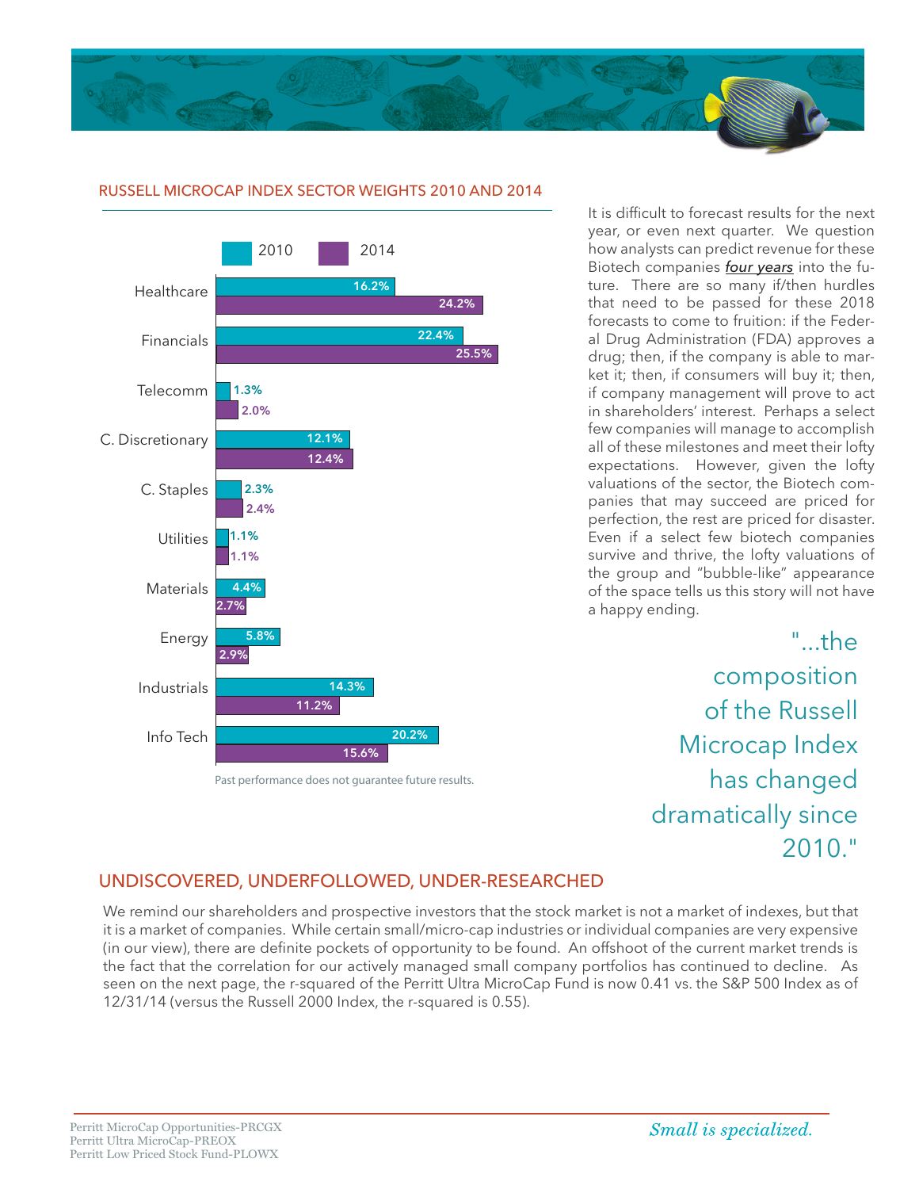## RUSSELL MICROCAP INDEX SECTOR WEIGHTS 2010 AND 2014

| Sector | 2010 | 2014 |
|---|---|---|
| Healthcare | 16.2% | 24.2% |
| Financials | 22.4% | 25.5% |
| Telecomm | 1.3% | 2.0% |
| C. Discretionary | 12.1% | 12.4% |
| C. Staples | 2.3% | 2.4% |
| Utilities | 1.1% | 1.1% |
| Materials | 4.4% | 2.7% |
| Energy | 5.8% | 2.9% |
| Industrials | 14.3% | 11.2% |
| Info Tech | 20.2% | 15.6% |

Past performance does not guarantee future results.

It is difficult to forecast results for the next year, or even next quarter. We question how analysts can predict revenue for these Biotech companies ***four years*** into the future. There are so many if/then hurdles that need to be passed for these 2018 forecasts to come to fruition: if the Federal Drug Administration (FDA) approves a drug; then, if the company is able to market it; then, if consumers will buy it; then, if company management will prove to act in shareholders' interest. Perhaps a select few companies will manage to accomplish all of these milestones and meet their lofty expectations. However, given the lofty valuations of the sector, the Biotech companies that may succeed are priced for perfection, the rest are priced for disaster. Even if a select few biotech companies survive and thrive, the lofty valuations of the group and "bubble-like" appearance of the space tells us this story will not have a happy ending.

> "...the composition of the Russell Microcap Index has changed dramatically since 2010."

## UNDISCOVERED, UNDERFOLLOWED, UNDER-RESEARCHED

We remind our shareholders and prospective investors that the stock market is not a market of indexes, but that it is a market of companies. While certain small/micro-cap industries or individual companies are very expensive (in our view), there are definite pockets of opportunity to be found. An offshoot of the current market trends is the fact that the correlation for our actively managed small company portfolios has continued to decline. As seen on the next page, the r-squared of the Perritt Ultra MicroCap Fund is now 0.41 vs. the S&P 500 Index as of 12/31/14 (versus the Russell 2000 Index, the r-squared is 0.55).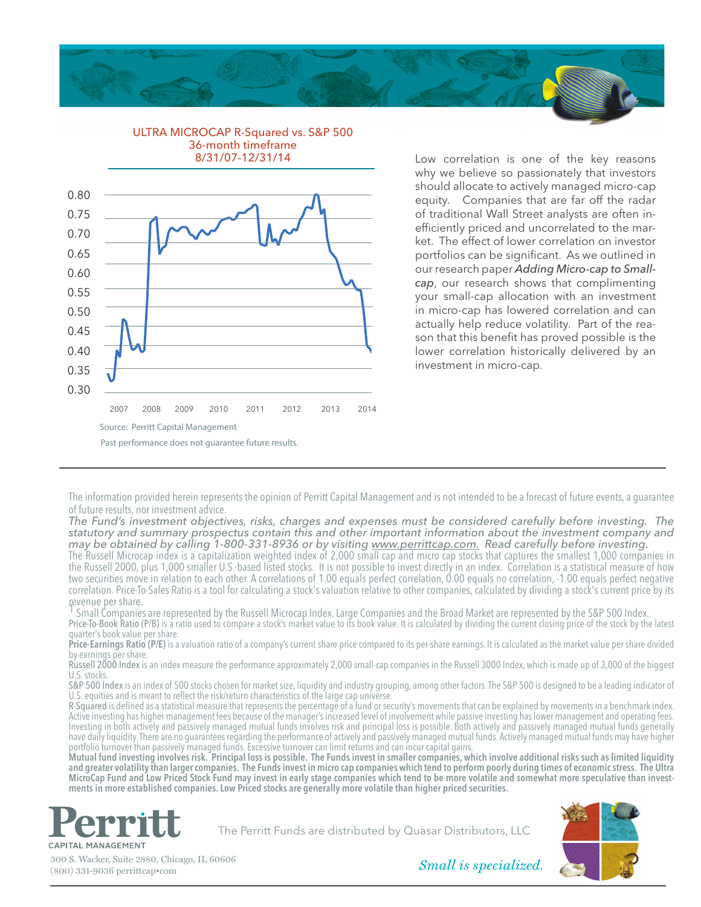ULTRA MICROCAP R-Squared vs. S&P 500
36-month timeframe
8/31/07-12/31/14

0.80
0.75
0.70
0.65
0.60
0.55
0.50
0.45
0.40
0.35
0.30

2007 2008 2009 2010 2011 2012 2013 2014

Source: Perritt Capital Management

Past performance does not guarantee future results.

Low correlation is one of the key reasons why we believe so passionately that investors should allocate to actively managed micro-cap equity. Companies that are far off the radar of traditional Wall Street analysts are often inefficiently priced and uncorrelated to the market. The effect of lower correlation on investor portfolios can be significant. As we outlined in our research paper *Adding Micro-cap to Small-cap*, our research shows that complimenting your small-cap allocation with an investment in micro-cap has lowered correlation and can actually help reduce volatility. Part of the reason that this benefit has proved possible is the lower correlation historically delivered by an investment in micro-cap.

---

The information provided herein represents the opinion of Perritt Capital Management and is not intended to be a forecast of future events, a guarantee of future results, nor investment advice.

*The Fund's investment objectives, risks, charges and expenses must be considered carefully before investing. The statutory and summary prospectus contain this and other important information about the investment company and may be obtained by calling 1-800-331-8936 or by visiting www.perrittcap.com. Read carefully before investing.*

The Russell Microcap index is a capitalization weighted index of 2,000 small cap and micro cap stocks that captures the smallest 1,000 companies in the Russell 2000, plus 1,000 smaller U.S.-based listed stocks. It is not possible to invest directly in an index. Correlation is a statistical measure of how two securities move in relation to each other. A correlations of 1.00 equals perfect correlation, 0.00 equals no correlation, -1.00 equals perfect negative correlation. Price-To-Sales Ratio is a tool for calculating a stock's valuation relative to other companies, calculated by dividing a stock's current price by its revenue per share.

[1] Small Companies are represented by the Russell Microcap Index. Large Companies and the Broad Market are represented by the S&P 500 Index.

**Price-To-Book Ratio (P/B)** is a ratio used to compare a stock's market value to its book value. It is calculated by dividing the current closing price of the stock by the latest quarter's book value per share.

**Price-Earnings Ratio (P/E)** is a valuation ratio of a company's current share price compared to its per-share earnings. It is calculated as the market value per share divided by earnings per share.

**Russell 2000 Index** is an index measure the performance approximately 2,000 small-cap companies in the Russell 3000 Index, which is made up of 3,000 of the biggest U.S. stocks.

**S&P 500 Index** is an index of 500 stocks chosen for market size, liquidity and industry grouping, among other factors. The S&P 500 is designed to be a leading indicator of U.S. equities and is meant to reflect the risk/return characteristics of the large cap universe.

**R-Squared** is defined as a statistical measure that represents the percentage of a fund or security's movements that can be explained by movements in a benchmark index. Active investing has higher management fees because of the manager's increased level of involvement while passive investing has lower management and operating fees. Investing in both actively and passively managed mutual funds involves risk and principal loss is possible. Both actively and passively managed mutual funds generally have daily liquidity. There are no guarantees regarding the performance of actively and passively managed mutual funds. Actively managed mutual funds may have higher portfolio turnover than passively managed funds. Excessive turnover can limit returns and can incur capital gains.

**Mutual fund investing involves risk. Principal loss is possible. The Funds invest in smaller companies, which involve additional risks such as limited liquidity and greater volatility than larger companies. The Funds invest in micro cap companies which tend to perform poorly during times of economic stress. The Ultra MicroCap Fund and Low Priced Stock Fund may invest in early stage companies which tend to be more volatile and somewhat more speculative than investments in more established companies. Low Priced stocks are generally more volatile than higher priced securities.**

Perritt
CAPITAL MANAGEMENT

300 S. Wacker, Suite 2880, Chicago, IL 60606
(800) 331-9036 perrittcap•com

The Perritt Funds are distributed by Quasar Distributors, LLC

*Small is specialized.*